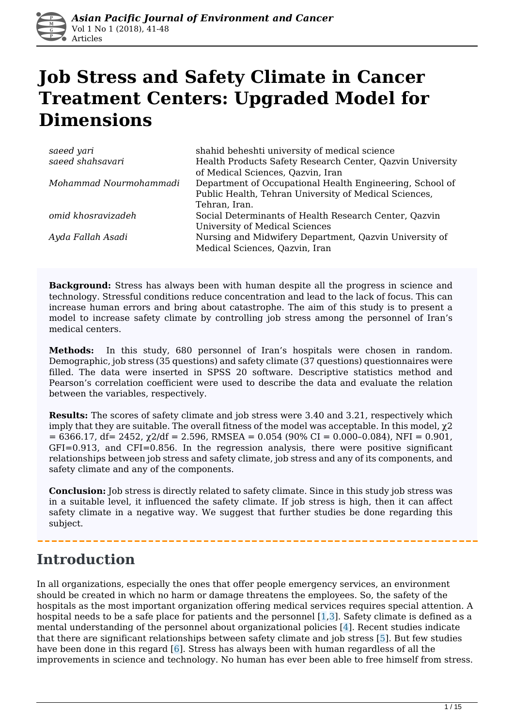# Job Stress and Safety Climate in Cancer Treatment Centers: Upgraded Model for Dimensions

| | |
|---|---|
| *saeed yari* | shahid beheshti university of medical science |
| *saeed shahsavari* | Health Products Safety Research Center, Qazvin University of Medical Sciences, Qazvin, Iran |
| *Mohammad Nourmohammadi* | Department of Occupational Health Engineering, School of Public Health, Tehran University of Medical Sciences, Tehran, Iran. |
| *omid khosravizadeh* | Social Determinants of Health Research Center, Qazvin University of Medical Sciences |
| *Ayda Fallah Asadi* | Nursing and Midwifery Department, Qazvin University of Medical Sciences, Qazvin, Iran |

**Background:** Stress has always been with human despite all the progress in science and technology. Stressful conditions reduce concentration and lead to the lack of focus. This can increase human errors and bring about catastrophe. The aim of this study is to present a model to increase safety climate by controlling job stress among the personnel of Iran's medical centers.

**Methods:** In this study, 680 personnel of Iran's hospitals were chosen in random. Demographic, job stress (35 questions) and safety climate (37 questions) questionnaires were filled. The data were inserted in SPSS 20 software. Descriptive statistics method and Pearson's correlation coefficient were used to describe the data and evaluate the relation between the variables, respectively.

**Results:** The scores of safety climate and job stress were 3.40 and 3.21, respectively which imply that they are suitable. The overall fitness of the model was acceptable. In this model, $\chi2 = 6366.17$, df= 2452, $\chi2/df = 2.596$, RMSEA = 0.054 (90% CI = 0.000–0.084), NFI = 0.901, GFI=0.913, and CFI=0.856. In the regression analysis, there were positive significant relationships between job stress and safety climate, job stress and any of its components, and safety climate and any of the components.

**Conclusion:** Job stress is directly related to safety climate. Since in this study job stress was in a suitable level, it influenced the safety climate. If job stress is high, then it can affect safety climate in a negative way. We suggest that further studies be done regarding this subject.

## Introduction

In all organizations, especially the ones that offer people emergency services, an environment should be created in which no harm or damage threatens the employees. So, the safety of the hospitals as the most important organization offering medical services requires special attention. A hospital needs to be a safe place for patients and the personnel [1,3]. Safety climate is defined as a mental understanding of the personnel about organizational policies [4]. Recent studies indicate that there are significant relationships between safety climate and job stress [5]. But few studies have been done in this regard [6]. Stress has always been with human regardless of all the improvements in science and technology. No human has ever been able to free himself from stress.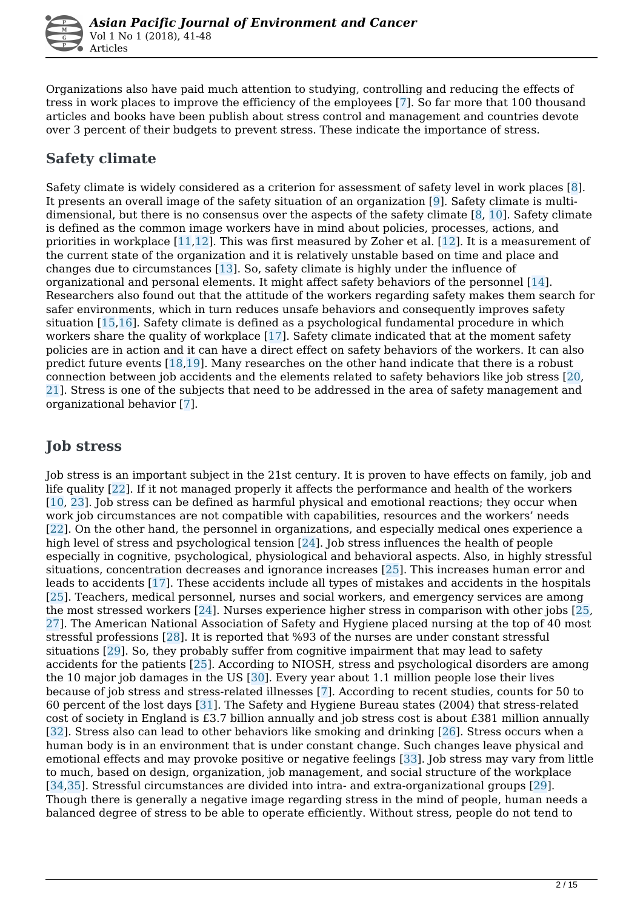Organizations also have paid much attention to studying, controlling and reducing the effects of tress in work places to improve the efficiency of the employees [7]. So far more that 100 thousand articles and books have been publish about stress control and management and countries devote over 3 percent of their budgets to prevent stress. These indicate the importance of stress.

## Safety climate

Safety climate is widely considered as a criterion for assessment of safety level in work places [8]. It presents an overall image of the safety situation of an organization [9]. Safety climate is multi-dimensional, but there is no consensus over the aspects of the safety climate [8, 10]. Safety climate is defined as the common image workers have in mind about policies, processes, actions, and priorities in workplace [11,12]. This was first measured by Zoher et al. [12]. It is a measurement of the current state of the organization and it is relatively unstable based on time and place and changes due to circumstances [13]. So, safety climate is highly under the influence of organizational and personal elements. It might affect safety behaviors of the personnel [14]. Researchers also found out that the attitude of the workers regarding safety makes them search for safer environments, which in turn reduces unsafe behaviors and consequently improves safety situation [15,16]. Safety climate is defined as a psychological fundamental procedure in which workers share the quality of workplace [17]. Safety climate indicated that at the moment safety policies are in action and it can have a direct effect on safety behaviors of the workers. It can also predict future events [18,19]. Many researches on the other hand indicate that there is a robust connection between job accidents and the elements related to safety behaviors like job stress [20, 21]. Stress is one of the subjects that need to be addressed in the area of safety management and organizational behavior [7].

## Job stress

Job stress is an important subject in the 21st century. It is proven to have effects on family, job and life quality [22]. If it not managed properly it affects the performance and health of the workers [10, 23]. Job stress can be defined as harmful physical and emotional reactions; they occur when work job circumstances are not compatible with capabilities, resources and the workers' needs [22]. On the other hand, the personnel in organizations, and especially medical ones experience a high level of stress and psychological tension [24]. Job stress influences the health of people especially in cognitive, psychological, physiological and behavioral aspects. Also, in highly stressful situations, concentration decreases and ignorance increases [25]. This increases human error and leads to accidents [17]. These accidents include all types of mistakes and accidents in the hospitals [25]. Teachers, medical personnel, nurses and social workers, and emergency services are among the most stressed workers [24]. Nurses experience higher stress in comparison with other jobs [25, 27]. The American National Association of Safety and Hygiene placed nursing at the top of 40 most stressful professions [28]. It is reported that %93 of the nurses are under constant stressful situations [29]. So, they probably suffer from cognitive impairment that may lead to safety accidents for the patients [25]. According to NIOSH, stress and psychological disorders are among the 10 major job damages in the US [30]. Every year about 1.1 million people lose their lives because of job stress and stress-related illnesses [7]. According to recent studies, counts for 50 to 60 percent of the lost days [31]. The Safety and Hygiene Bureau states (2004) that stress-related cost of society in England is £3.7 billion annually and job stress cost is about £381 million annually [32]. Stress also can lead to other behaviors like smoking and drinking [26]. Stress occurs when a human body is in an environment that is under constant change. Such changes leave physical and emotional effects and may provoke positive or negative feelings [33]. Job stress may vary from little to much, based on design, organization, job management, and social structure of the workplace [34,35]. Stressful circumstances are divided into intra- and extra-organizational groups [29]. Though there is generally a negative image regarding stress in the mind of people, human needs a balanced degree of stress to be able to operate efficiently. Without stress, people do not tend to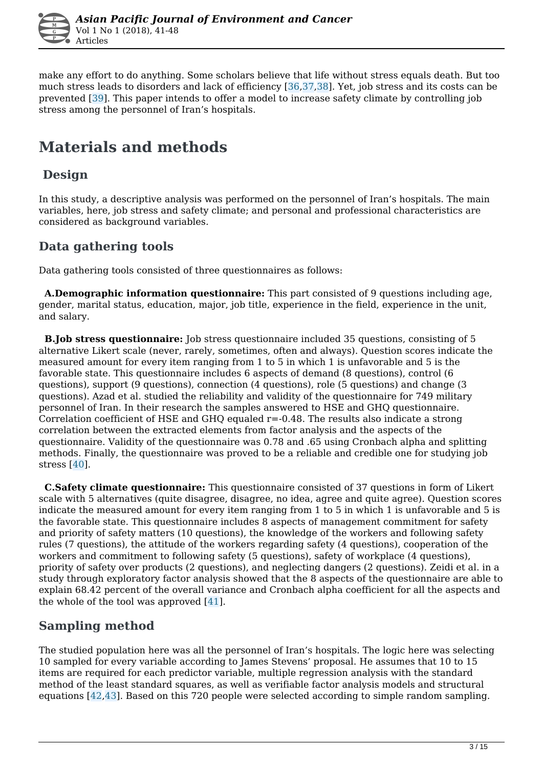make any effort to do anything. Some scholars believe that life without stress equals death. But too much stress leads to disorders and lack of efficiency [36,37,38]. Yet, job stress and its costs can be prevented [39]. This paper intends to offer a model to increase safety climate by controlling job stress among the personnel of Iran's hospitals.

# Materials and methods

## Design

In this study, a descriptive analysis was performed on the personnel of Iran's hospitals. The main variables, here, job stress and safety climate; and personal and professional characteristics are considered as background variables.

## Data gathering tools

Data gathering tools consisted of three questionnaires as follows:

**A.Demographic information questionnaire:** This part consisted of 9 questions including age, gender, marital status, education, major, job title, experience in the field, experience in the unit, and salary.

**B.Job stress questionnaire:** Job stress questionnaire included 35 questions, consisting of 5 alternative Likert scale (never, rarely, sometimes, often and always). Question scores indicate the measured amount for every item ranging from 1 to 5 in which 1 is unfavorable and 5 is the favorable state. This questionnaire includes 6 aspects of demand (8 questions), control (6 questions), support (9 questions), connection (4 questions), role (5 questions) and change (3 questions). Azad et al. studied the reliability and validity of the questionnaire for 749 military personnel of Iran. In their research the samples answered to HSE and GHQ questionnaire. Correlation coefficient of HSE and GHQ equaled $r=-0.48$. The results also indicate a strong correlation between the extracted elements from factor analysis and the aspects of the questionnaire. Validity of the questionnaire was 0.78 and .65 using Cronbach alpha and splitting methods. Finally, the questionnaire was proved to be a reliable and credible one for studying job stress [40].

**C.Safety climate questionnaire:** This questionnaire consisted of 37 questions in form of Likert scale with 5 alternatives (quite disagree, disagree, no idea, agree and quite agree). Question scores indicate the measured amount for every item ranging from 1 to 5 in which 1 is unfavorable and 5 is the favorable state. This questionnaire includes 8 aspects of management commitment for safety and priority of safety matters (10 questions), the knowledge of the workers and following safety rules (7 questions), the attitude of the workers regarding safety (4 questions), cooperation of the workers and commitment to following safety (5 questions), safety of workplace (4 questions), priority of safety over products (2 questions), and neglecting dangers (2 questions). Zeidi et al. in a study through exploratory factor analysis showed that the 8 aspects of the questionnaire are able to explain 68.42 percent of the overall variance and Cronbach alpha coefficient for all the aspects and the whole of the tool was approved [41].

## Sampling method

The studied population here was all the personnel of Iran's hospitals. The logic here was selecting 10 sampled for every variable according to James Stevens' proposal. He assumes that 10 to 15 items are required for each predictor variable, multiple regression analysis with the standard method of the least standard squares, as well as verifiable factor analysis models and structural equations [42,43]. Based on this 720 people were selected according to simple random sampling.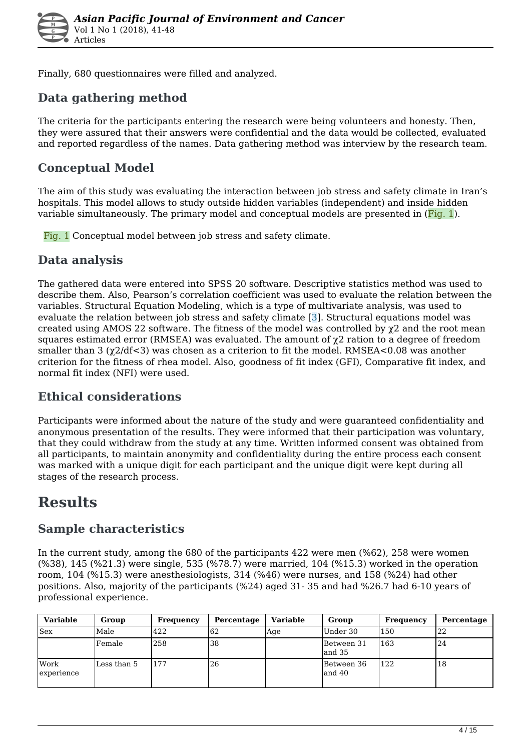Finally, 680 questionnaires were filled and analyzed.

## Data gathering method

The criteria for the participants entering the research were being volunteers and honesty. Then, they were assured that their answers were confidential and the data would be collected, evaluated and reported regardless of the names. Data gathering method was interview by the research team.

## Conceptual Model

The aim of this study was evaluating the interaction between job stress and safety climate in Iran's hospitals. This model allows to study outside hidden variables (independent) and inside hidden variable simultaneously. The primary model and conceptual models are presented in (Fig. 1).

Fig. 1 Conceptual model between job stress and safety climate.

## Data analysis

The gathered data were entered into SPSS 20 software. Descriptive statistics method was used to describe them. Also, Pearson's correlation coefficient was used to evaluate the relation between the variables. Structural Equation Modeling, which is a type of multivariate analysis, was used to evaluate the relation between job stress and safety climate [3]. Structural equations model was created using AMOS 22 software. The fitness of the model was controlled by $\chi^2$ and the root mean squares estimated error (RMSEA) was evaluated. The amount of $\chi^2$ ration to a degree of freedom smaller than 3 ($\chi^2/df<3$) was chosen as a criterion to fit the model. RMSEA<0.08 was another criterion for the fitness of rhea model. Also, goodness of fit index (GFI), Comparative fit index, and normal fit index (NFI) were used.

## Ethical considerations

Participants were informed about the nature of the study and were guaranteed confidentiality and anonymous presentation of the results. They were informed that their participation was voluntary, that they could withdraw from the study at any time. Written informed consent was obtained from all participants, to maintain anonymity and confidentiality during the entire process each consent was marked with a unique digit for each participant and the unique digit were kept during all stages of the research process.

# Results

## Sample characteristics

In the current study, among the 680 of the participants 422 were men (%62), 258 were women (%38), 145 (%21.3) were single, 535 (%78.7) were married, 104 (%15.3) worked in the operation room, 104 (%15.3) were anesthesiologists, 314 (%46) were nurses, and 158 (%24) had other positions. Also, majority of the participants (%24) aged 31- 35 and had %26.7 had 6-10 years of professional experience.

| Variable | Group | Frequency | Percentage | Variable | Group | Frequency | Percentage |
|---|---|---|---|---|---|---|---|
| Sex | Male | 422 | 62 | Age | Under 30 | 150 | 22 |
| | Female | 258 | 38 | | Between 31 and 35 | 163 | 24 |
| Work experience | Less than 5 | 177 | 26 | | Between 36 and 40 | 122 | 18 |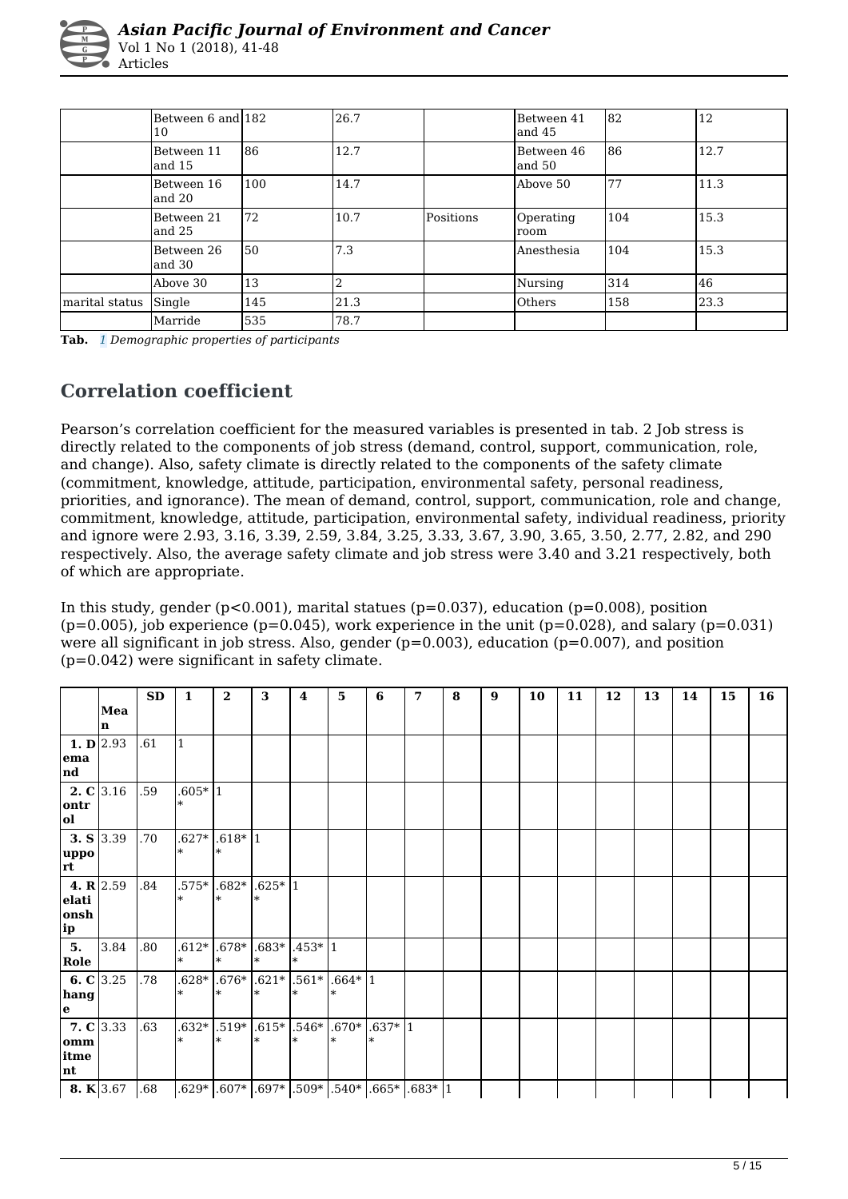|  | Between 6 and 10 | 182 | 26.7 |  | Between 41 and 45 | 82 | 12 |
|---|---|---|---|---|---|---|---|
|  | Between 11 and 15 | 86 | 12.7 |  | Between 46 and 50 | 86 | 12.7 |
|  | Between 16 and 20 | 100 | 14.7 |  | Above 50 | 77 | 11.3 |
|  | Between 21 and 25 | 72 | 10.7 | Positions | Operating room | 104 | 15.3 |
|  | Between 26 and 30 | 50 | 7.3 |  | Anesthesia | 104 | 15.3 |
|  | Above 30 | 13 | 2 |  | Nursing | 314 | 46 |
| marital status | Single | 145 | 21.3 |  | Others | 158 | 23.3 |
|  | Marride | 535 | 78.7 |  |  |  |  |

**Tab.** *1 Demographic properties of participants*

## Correlation coefficient

Pearson's correlation coefficient for the measured variables is presented in tab. 2 Job stress is directly related to the components of job stress (demand, control, support, communication, role, and change). Also, safety climate is directly related to the components of the safety climate (commitment, knowledge, attitude, participation, environmental safety, personal readiness, priorities, and ignorance). The mean of demand, control, support, communication, role and change, commitment, knowledge, attitude, participation, environmental safety, individual readiness, priority and ignore were 2.93, 3.16, 3.39, 2.59, 3.84, 3.25, 3.33, 3.67, 3.90, 3.65, 3.50, 2.77, 2.82, and 290 respectively. Also, the average safety climate and job stress were 3.40 and 3.21 respectively, both of which are appropriate.

In this study, gender ($p<0.001$), marital statues ($p=0.037$), education ($p=0.008$), position ($p=0.005$), job experience ($p=0.045$), work experience in the unit ($p=0.028$), and salary ($p=0.031$) were all significant in job stress. Also, gender ($p=0.003$), education ($p=0.007$), and position ($p=0.042$) were significant in safety climate.

|  | Mean | SD | 1 | 2 | 3 | 4 | 5 | 6 | 7 | 8 | 9 | 10 | 11 | 12 | 13 | 14 | 15 | 16 |
|---|---|---|---|---|---|---|---|---|---|---|---|---|---|---|---|---|---|---|
| **1. Demand** | 2.93 | .61 | 1 |  |  |  |  |  |  |  |  |  |  |  |  |  |  |  |
| **2. Control** | 3.16 | .59 | .605** | 1 |  |  |  |  |  |  |  |  |  |  |  |  |  |  |
| **3. Support** | 3.39 | .70 | .627** | .618** | 1 |  |  |  |  |  |  |  |  |  |  |  |  |  |
| **4. Relationship** | 2.59 | .84 | .575** | .682** | .625** | 1 |  |  |  |  |  |  |  |  |  |  |  |  |
| **5. Role** | 3.84 | .80 | .612** | .678** | .683** | .453** | 1 |  |  |  |  |  |  |  |  |  |  |  |
| **6. Change** | 3.25 | .78 | .628** | .676** | .621** | .561** | .664** | 1 |  |  |  |  |  |  |  |  |  |  |
| **7. Commitment** | 3.33 | .63 | .632** | .519** | .615** | .546** | .670** | .637** | 1 |  |  |  |  |  |  |  |  |  |
| **8. K** | 3.67 | .68 | .629* | .607* | .697* | .509* | .540* | .665* | .683* | 1 |  |  |  |  |  |  |  |  |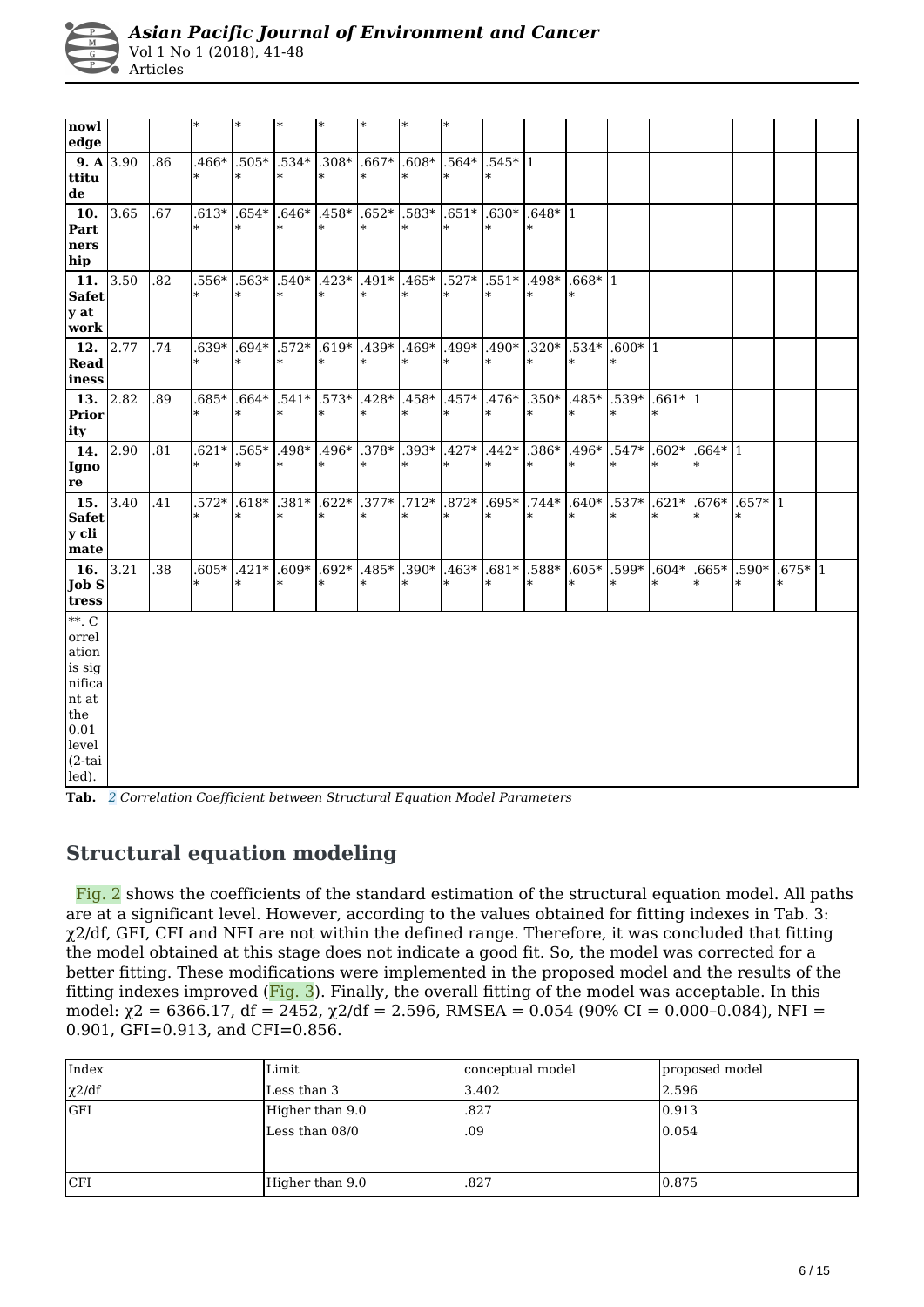| nowledge | | | ** | ** | ** | ** | ** | ** | ** | | | | | | | | | |
|---|---|---|---|---|---|---|---|---|---|---|---|---|---|---|---|---|---|---|
| **9. Attitude** | 3.90 | .86 | .466** | .505** | .534** | .308** | .667** | .608** | .564** | .545** | 1 | | | | | | | |
| **10. Partnership** | 3.65 | .67 | .613** | .654** | .646** | .458** | .652** | .583** | .651** | .630** | .648** | 1 | | | | | | |
| **11. Safety at work** | 3.50 | .82 | .556** | .563** | .540** | .423** | .491** | .465** | .527** | .551** | .498** | .668** | 1 | | | | | |
| **12. Readiness** | 2.77 | .74 | .639** | .694** | .572** | .619** | .439** | .469** | .499** | .490** | .320** | .534** | .600** | 1 | | | | |
| **13. Priority** | 2.82 | .89 | .685** | .664** | .541** | .573** | .428** | .458** | .457** | .476** | .350** | .485** | .539** | .661** | 1 | | | |
| **14. Ignore** | 2.90 | .81 | .621** | .565** | .498** | .496** | .378** | .393** | .427** | .442** | .386** | .496** | .547** | .602** | .664** | 1 | | |
| **15. Safety climate** | 3.40 | .41 | .572** | .618** | .381** | .622** | .377** | .712** | .872** | .695** | .744** | .640** | .537** | .621** | .676** | .657** | 1 | |
| **16. Job Stress** | 3.21 | .38 | .605** | .421** | .609** | .692** | .485** | .390** | .463** | .681** | .588** | .605** | .599** | .604** | .665** | .590** | .675** | 1 |
| **. Correlation is significant at the 0.01 level (2-tailed). | | | | | | | | | | | | | | | | | | |

**Tab.** 2 *Correlation Coefficient between Structural Equation Model Parameters*

## Structural equation modeling

Fig. 2 shows the coefficients of the standard estimation of the structural equation model. All paths are at a significant level. However, according to the values obtained for fitting indexes in Tab. 3: $\chi2/df$, GFI, CFI and NFI are not within the defined range. Therefore, it was concluded that fitting the model obtained at this stage does not indicate a good fit. So, the model was corrected for a better fitting. These modifications were implemented in the proposed model and the results of the fitting indexes improved (Fig. 3). Finally, the overall fitting of the model was acceptable. In this model: $\chi2 = 6366.17$, df = 2452, $\chi2/df = 2.596$, RMSEA = 0.054 (90% CI = 0.000–0.084), NFI = 0.901, GFI=0.913, and CFI=0.856.

| Index | Limit | conceptual model | proposed model |
|---|---|---|---|
| $\chi2/df$ | Less than 3 | 3.402 | 2.596 |
| GFI | Higher than 9.0 | .827 | 0.913 |
| | Less than 08/0 | .09 | 0.054 |
| CFI | Higher than 9.0 | .827 | 0.875 |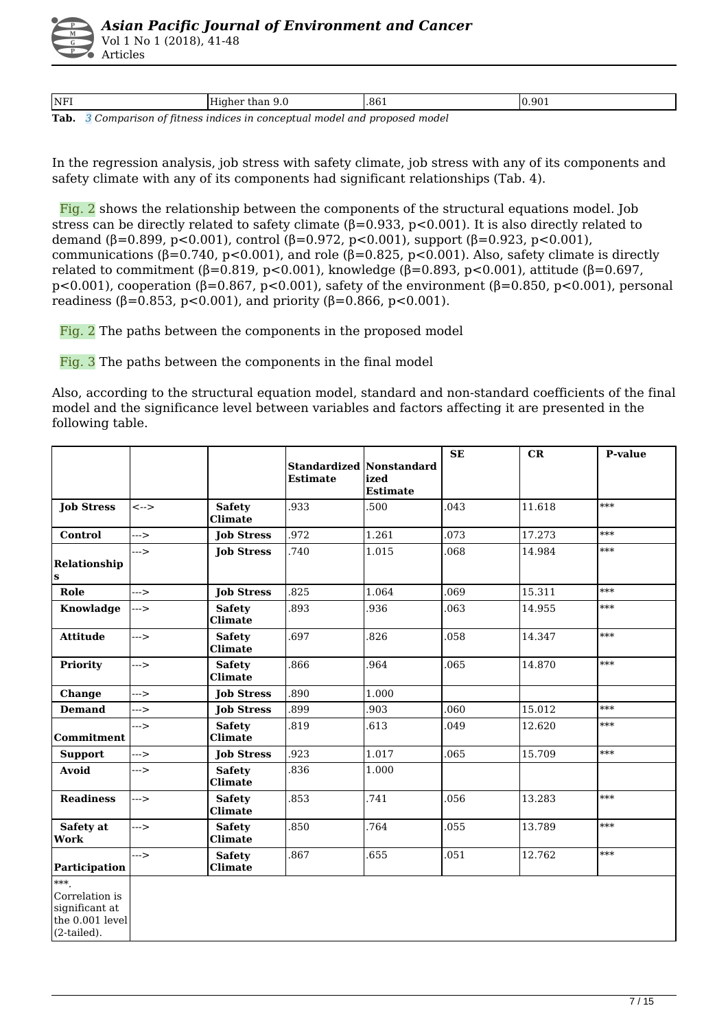| NFI | Higher than 9.0 | .861 | 0.901 |
|---|---|---|---|

**Tab.** *3 Comparison of fitness indices in conceptual model and proposed model*

In the regression analysis, job stress with safety climate, job stress with any of its components and safety climate with any of its components had significant relationships (Tab. 4).

Fig. 2 shows the relationship between the components of the structural equations model. Job stress can be directly related to safety climate (β=0.933, $p<0.001$). It is also directly related to demand (β=0.899, $p<0.001$), control (β=0.972, $p<0.001$), support (β=0.923, $p<0.001$), communications (β=0.740, $p<0.001$), and role (β=0.825, $p<0.001$). Also, safety climate is directly related to commitment (β=0.819, $p<0.001$), knowledge (β=0.893, $p<0.001$), attitude (β=0.697, $p<0.001$), cooperation (β=0.867, $p<0.001$), safety of the environment (β=0.850, $p<0.001$), personal readiness (β=0.853, $p<0.001$), and priority (β=0.866, $p<0.001$).

Fig. 2 The paths between the components in the proposed model

Fig. 3 The paths between the components in the final model

Also, according to the structural equation model, standard and non-standard coefficients of the final model and the significance level between variables and factors affecting it are presented in the following table.

| | | | Standardized Estimate | Nonstandardized Estimate | SE | CR | P-value |
|---|---|---|---|---|---|---|---|
| **Job Stress** | <--> | **Safety Climate** | .933 | .500 | .043 | 11.618 | *** |
| **Control** | ---> | **Job Stress** | .972 | 1.261 | .073 | 17.273 | *** |
| **Relationships** | ---> | **Job Stress** | .740 | 1.015 | .068 | 14.984 | *** |
| **Role** | ---> | **Job Stress** | .825 | 1.064 | .069 | 15.311 | *** |
| **Knowladge** | ---> | **Safety Climate** | .893 | .936 | .063 | 14.955 | *** |
| **Attitude** | ---> | **Safety Climate** | .697 | .826 | .058 | 14.347 | *** |
| **Priority** | ---> | **Safety Climate** | .866 | .964 | .065 | 14.870 | *** |
| **Change** | ---> | **Job Stress** | .890 | 1.000 | | | |
| **Demand** | ---> | **Job Stress** | .899 | .903 | .060 | 15.012 | *** |
| **Commitment** | ---> | **Safety Climate** | .819 | .613 | .049 | 12.620 | *** |
| **Support** | ---> | **Job Stress** | .923 | 1.017 | .065 | 15.709 | *** |
| **Avoid** | ---> | **Safety Climate** | .836 | 1.000 | | | |
| **Readiness** | ---> | **Safety Climate** | .853 | .741 | .056 | 13.283 | *** |
| **Safety at Work** | ---> | **Safety Climate** | .850 | .764 | .055 | 13.789 | *** |
| **Participation** | ---> | **Safety Climate** | .867 | .655 | .051 | 12.762 | *** |
| ***. Correlation is significant at the 0.001 level (2-tailed). | | | | | | | |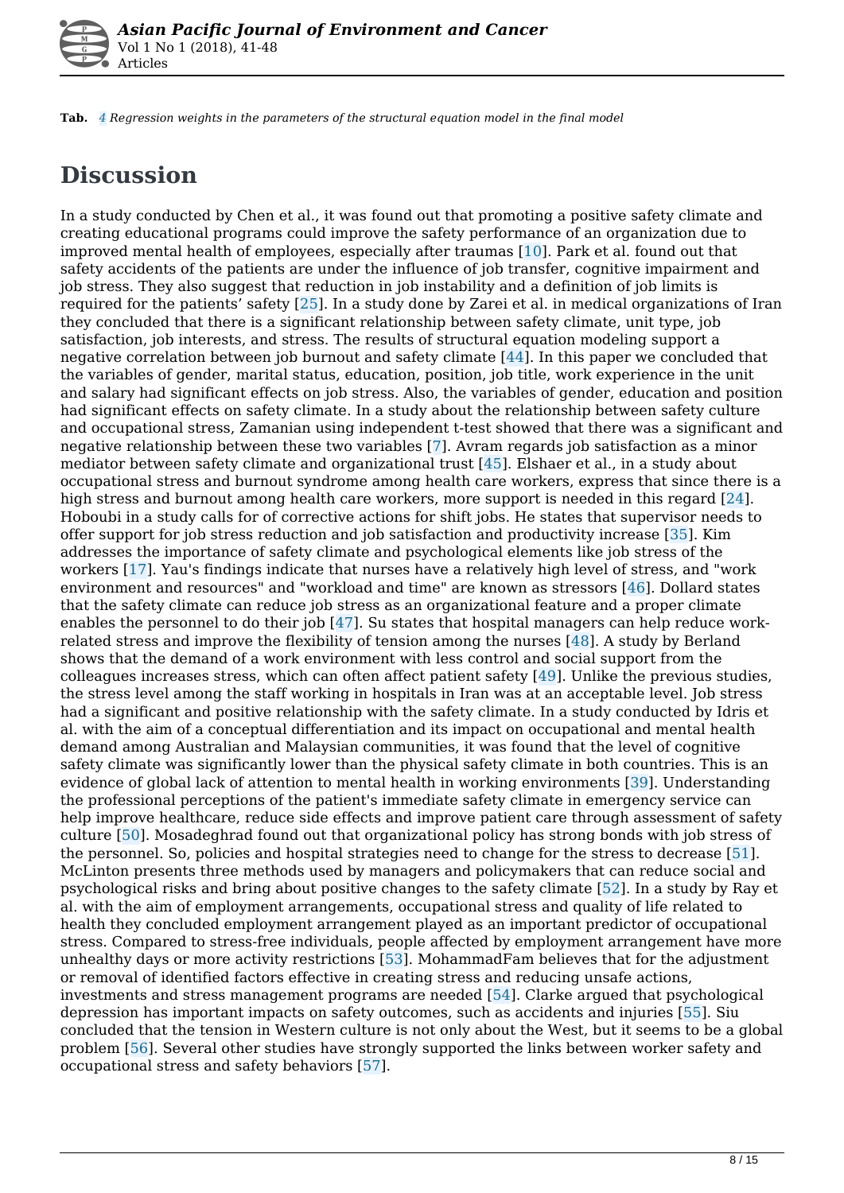**Tab.** *4 Regression weights in the parameters of the structural equation model in the final model*

## Discussion

In a study conducted by Chen et al., it was found out that promoting a positive safety climate and creating educational programs could improve the safety performance of an organization due to improved mental health of employees, especially after traumas [10]. Park et al. found out that safety accidents of the patients are under the influence of job transfer, cognitive impairment and job stress. They also suggest that reduction in job instability and a definition of job limits is required for the patients' safety [25]. In a study done by Zarei et al. in medical organizations of Iran they concluded that there is a significant relationship between safety climate, unit type, job satisfaction, job interests, and stress. The results of structural equation modeling support a negative correlation between job burnout and safety climate [44]. In this paper we concluded that the variables of gender, marital status, education, position, job title, work experience in the unit and salary had significant effects on job stress. Also, the variables of gender, education and position had significant effects on safety climate. In a study about the relationship between safety culture and occupational stress, Zamanian using independent t-test showed that there was a significant and negative relationship between these two variables [7]. Avram regards job satisfaction as a minor mediator between safety climate and organizational trust [45]. Elshaer et al., in a study about occupational stress and burnout syndrome among health care workers, express that since there is a high stress and burnout among health care workers, more support is needed in this regard [24]. Hoboubi in a study calls for of corrective actions for shift jobs. He states that supervisor needs to offer support for job stress reduction and job satisfaction and productivity increase [35]. Kim addresses the importance of safety climate and psychological elements like job stress of the workers [17]. Yau's findings indicate that nurses have a relatively high level of stress, and "work environment and resources" and "workload and time" are known as stressors [46]. Dollard states that the safety climate can reduce job stress as an organizational feature and a proper climate enables the personnel to do their job [47]. Su states that hospital managers can help reduce work-related stress and improve the flexibility of tension among the nurses [48]. A study by Berland shows that the demand of a work environment with less control and social support from the colleagues increases stress, which can often affect patient safety [49]. Unlike the previous studies, the stress level among the staff working in hospitals in Iran was at an acceptable level. Job stress had a significant and positive relationship with the safety climate. In a study conducted by Idris et al. with the aim of a conceptual differentiation and its impact on occupational and mental health demand among Australian and Malaysian communities, it was found that the level of cognitive safety climate was significantly lower than the physical safety climate in both countries. This is an evidence of global lack of attention to mental health in working environments [39]. Understanding the professional perceptions of the patient's immediate safety climate in emergency service can help improve healthcare, reduce side effects and improve patient care through assessment of safety culture [50]. Mosadeghrad found out that organizational policy has strong bonds with job stress of the personnel. So, policies and hospital strategies need to change for the stress to decrease [51]. McLinton presents three methods used by managers and policymakers that can reduce social and psychological risks and bring about positive changes to the safety climate [52]. In a study by Ray et al. with the aim of employment arrangements, occupational stress and quality of life related to health they concluded employment arrangement played as an important predictor of occupational stress. Compared to stress-free individuals, people affected by employment arrangement have more unhealthy days or more activity restrictions [53]. MohammadFam believes that for the adjustment or removal of identified factors effective in creating stress and reducing unsafe actions, investments and stress management programs are needed [54]. Clarke argued that psychological depression has important impacts on safety outcomes, such as accidents and injuries [55]. Siu concluded that the tension in Western culture is not only about the West, but it seems to be a global problem [56]. Several other studies have strongly supported the links between worker safety and occupational stress and safety behaviors [57].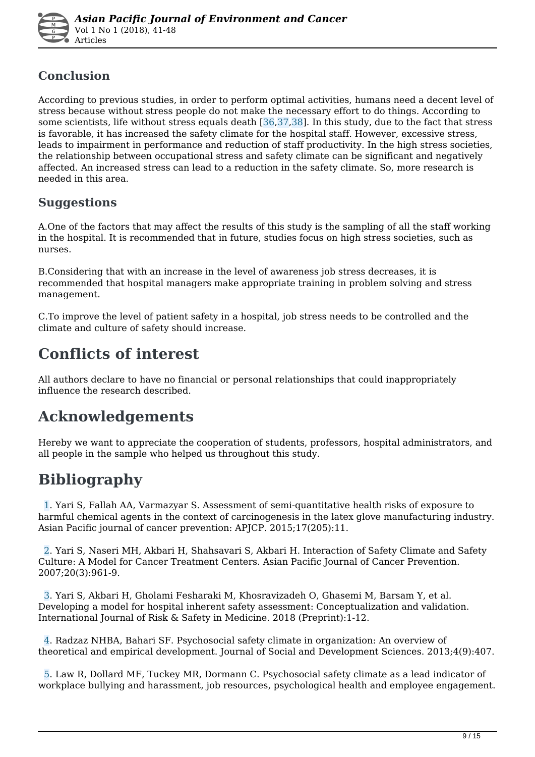## Conclusion

According to previous studies, in order to perform optimal activities, humans need a decent level of stress because without stress people do not make the necessary effort to do things. According to some scientists, life without stress equals death [36,37,38]. In this study, due to the fact that stress is favorable, it has increased the safety climate for the hospital staff. However, excessive stress, leads to impairment in performance and reduction of staff productivity. In the high stress societies, the relationship between occupational stress and safety climate can be significant and negatively affected. An increased stress can lead to a reduction in the safety climate. So, more research is needed in this area.

## Suggestions

A.One of the factors that may affect the results of this study is the sampling of all the staff working in the hospital. It is recommended that in future, studies focus on high stress societies, such as nurses.

B.Considering that with an increase in the level of awareness job stress decreases, it is recommended that hospital managers make appropriate training in problem solving and stress management.

C.To improve the level of patient safety in a hospital, job stress needs to be controlled and the climate and culture of safety should increase.

# Conflicts of interest

All authors declare to have no financial or personal relationships that could inappropriately influence the research described.

# Acknowledgements

Hereby we want to appreciate the cooperation of students, professors, hospital administrators, and all people in the sample who helped us throughout this study.

# Bibliography

1. Yari S, Fallah AA, Varmazyar S. Assessment of semi-quantitative health risks of exposure to harmful chemical agents in the context of carcinogenesis in the latex glove manufacturing industry. Asian Pacific journal of cancer prevention: APJCP. 2015;17(205):11.

2. Yari S, Naseri MH, Akbari H, Shahsavari S, Akbari H. Interaction of Safety Climate and Safety Culture: A Model for Cancer Treatment Centers. Asian Pacific Journal of Cancer Prevention. 2007;20(3):961-9.

3. Yari S, Akbari H, Gholami Fesharaki M, Khosravizadeh O, Ghasemi M, Barsam Y, et al. Developing a model for hospital inherent safety assessment: Conceptualization and validation. International Journal of Risk & Safety in Medicine. 2018 (Preprint):1-12.

4. Radzaz NHBA, Bahari SF. Psychosocial safety climate in organization: An overview of theoretical and empirical development. Journal of Social and Development Sciences. 2013;4(9):407.

5. Law R, Dollard MF, Tuckey MR, Dormann C. Psychosocial safety climate as a lead indicator of workplace bullying and harassment, job resources, psychological health and employee engagement.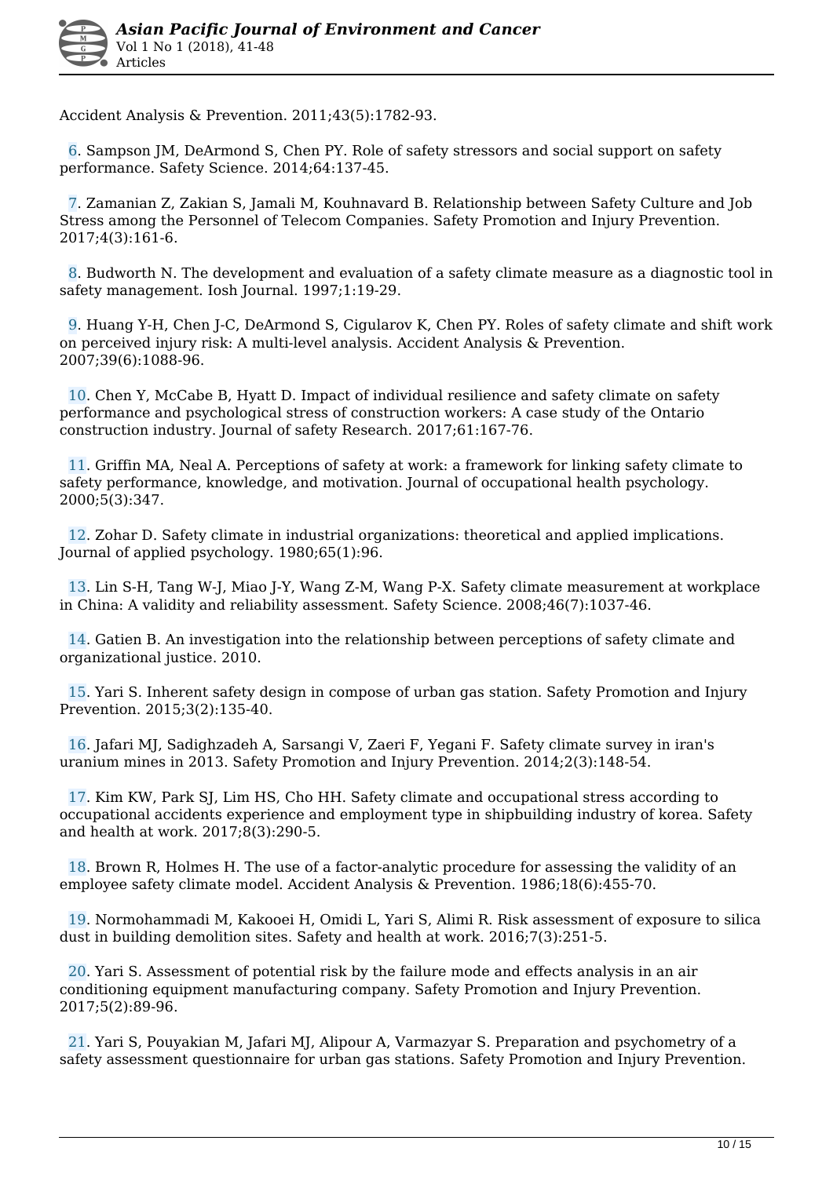Accident Analysis & Prevention. 2011;43(5):1782-93.

6. Sampson JM, DeArmond S, Chen PY. Role of safety stressors and social support on safety performance. Safety Science. 2014;64:137-45.

7. Zamanian Z, Zakian S, Jamali M, Kouhnavard B. Relationship between Safety Culture and Job Stress among the Personnel of Telecom Companies. Safety Promotion and Injury Prevention. 2017;4(3):161-6.

8. Budworth N. The development and evaluation of a safety climate measure as a diagnostic tool in safety management. Iosh Journal. 1997;1:19-29.

9. Huang Y-H, Chen J-C, DeArmond S, Cigularov K, Chen PY. Roles of safety climate and shift work on perceived injury risk: A multi-level analysis. Accident Analysis & Prevention. 2007;39(6):1088-96.

10. Chen Y, McCabe B, Hyatt D. Impact of individual resilience and safety climate on safety performance and psychological stress of construction workers: A case study of the Ontario construction industry. Journal of safety Research. 2017;61:167-76.

11. Griffin MA, Neal A. Perceptions of safety at work: a framework for linking safety climate to safety performance, knowledge, and motivation. Journal of occupational health psychology. 2000;5(3):347.

12. Zohar D. Safety climate in industrial organizations: theoretical and applied implications. Journal of applied psychology. 1980;65(1):96.

13. Lin S-H, Tang W-J, Miao J-Y, Wang Z-M, Wang P-X. Safety climate measurement at workplace in China: A validity and reliability assessment. Safety Science. 2008;46(7):1037-46.

14. Gatien B. An investigation into the relationship between perceptions of safety climate and organizational justice. 2010.

15. Yari S. Inherent safety design in compose of urban gas station. Safety Promotion and Injury Prevention. 2015;3(2):135-40.

16. Jafari MJ, Sadighzadeh A, Sarsangi V, Zaeri F, Yegani F. Safety climate survey in iran's uranium mines in 2013. Safety Promotion and Injury Prevention. 2014;2(3):148-54.

17. Kim KW, Park SJ, Lim HS, Cho HH. Safety climate and occupational stress according to occupational accidents experience and employment type in shipbuilding industry of korea. Safety and health at work. 2017;8(3):290-5.

18. Brown R, Holmes H. The use of a factor-analytic procedure for assessing the validity of an employee safety climate model. Accident Analysis & Prevention. 1986;18(6):455-70.

19. Normohammadi M, Kakooei H, Omidi L, Yari S, Alimi R. Risk assessment of exposure to silica dust in building demolition sites. Safety and health at work. 2016;7(3):251-5.

20. Yari S. Assessment of potential risk by the failure mode and effects analysis in an air conditioning equipment manufacturing company. Safety Promotion and Injury Prevention. 2017;5(2):89-96.

21. Yari S, Pouyakian M, Jafari MJ, Alipour A, Varmazyar S. Preparation and psychometry of a safety assessment questionnaire for urban gas stations. Safety Promotion and Injury Prevention.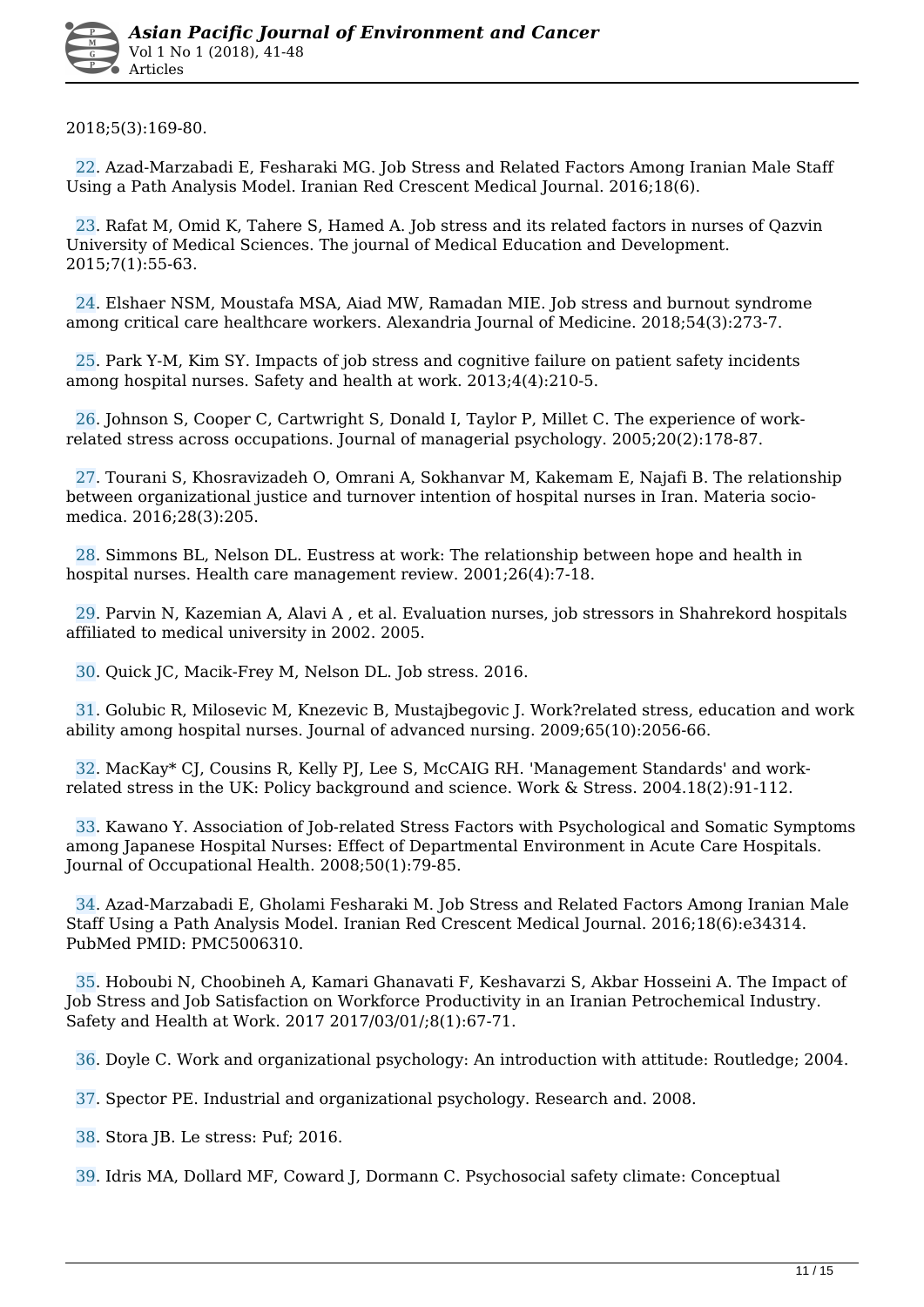2018;5(3):169-80.

22. Azad-Marzabadi E, Fesharaki MG. Job Stress and Related Factors Among Iranian Male Staff Using a Path Analysis Model. Iranian Red Crescent Medical Journal. 2016;18(6).

23. Rafat M, Omid K, Tahere S, Hamed A. Job stress and its related factors in nurses of Qazvin University of Medical Sciences. The journal of Medical Education and Development. 2015;7(1):55-63.

24. Elshaer NSM, Moustafa MSA, Aiad MW, Ramadan MIE. Job stress and burnout syndrome among critical care healthcare workers. Alexandria Journal of Medicine. 2018;54(3):273-7.

25. Park Y-M, Kim SY. Impacts of job stress and cognitive failure on patient safety incidents among hospital nurses. Safety and health at work. 2013;4(4):210-5.

26. Johnson S, Cooper C, Cartwright S, Donald I, Taylor P, Millet C. The experience of work-related stress across occupations. Journal of managerial psychology. 2005;20(2):178-87.

27. Tourani S, Khosravizadeh O, Omrani A, Sokhanvar M, Kakemam E, Najafi B. The relationship between organizational justice and turnover intention of hospital nurses in Iran. Materia socio-medica. 2016;28(3):205.

28. Simmons BL, Nelson DL. Eustress at work: The relationship between hope and health in hospital nurses. Health care management review. 2001;26(4):7-18.

29. Parvin N, Kazemian A, Alavi A , et al. Evaluation nurses, job stressors in Shahrekord hospitals affiliated to medical university in 2002. 2005.

30. Quick JC, Macik-Frey M, Nelson DL. Job stress. 2016.

31. Golubic R, Milosevic M, Knezevic B, Mustajbegovic J. Work?related stress, education and work ability among hospital nurses. Journal of advanced nursing. 2009;65(10):2056-66.

32. MacKay* CJ, Cousins R, Kelly PJ, Lee S, McCAIG RH. 'Management Standards' and work-related stress in the UK: Policy background and science. Work & Stress. 2004.18(2):91-112.

33. Kawano Y. Association of Job-related Stress Factors with Psychological and Somatic Symptoms among Japanese Hospital Nurses: Effect of Departmental Environment in Acute Care Hospitals. Journal of Occupational Health. 2008;50(1):79-85.

34. Azad-Marzabadi E, Gholami Fesharaki M. Job Stress and Related Factors Among Iranian Male Staff Using a Path Analysis Model. Iranian Red Crescent Medical Journal. 2016;18(6):e34314. PubMed PMID: PMC5006310.

35. Hoboubi N, Choobineh A, Kamari Ghanavati F, Keshavarzi S, Akbar Hosseini A. The Impact of Job Stress and Job Satisfaction on Workforce Productivity in an Iranian Petrochemical Industry. Safety and Health at Work. 2017 2017/03/01/;8(1):67-71.

36. Doyle C. Work and organizational psychology: An introduction with attitude: Routledge; 2004.

37. Spector PE. Industrial and organizational psychology. Research and. 2008.

38. Stora JB. Le stress: Puf; 2016.

39. Idris MA, Dollard MF, Coward J, Dormann C. Psychosocial safety climate: Conceptual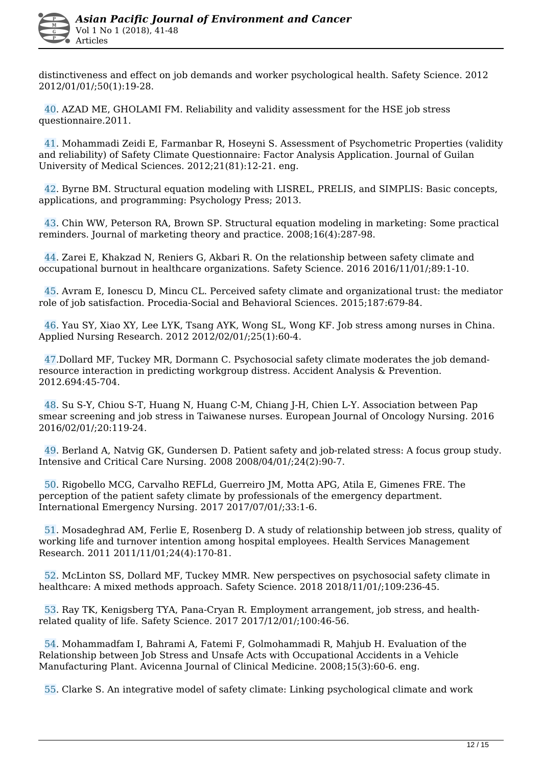distinctiveness and effect on job demands and worker psychological health. Safety Science. 2012 2012/01/01/;50(1):19-28.

40. AZAD ME, GHOLAMI FM. Reliability and validity assessment for the HSE job stress questionnaire.2011.

41. Mohammadi Zeidi E, Farmanbar R, Hoseyni S. Assessment of Psychometric Properties (validity and reliability) of Safety Climate Questionnaire: Factor Analysis Application. Journal of Guilan University of Medical Sciences. 2012;21(81):12-21. eng.

42. Byrne BM. Structural equation modeling with LISREL, PRELIS, and SIMPLIS: Basic concepts, applications, and programming: Psychology Press; 2013.

43. Chin WW, Peterson RA, Brown SP. Structural equation modeling in marketing: Some practical reminders. Journal of marketing theory and practice. 2008;16(4):287-98.

44. Zarei E, Khakzad N, Reniers G, Akbari R. On the relationship between safety climate and occupational burnout in healthcare organizations. Safety Science. 2016 2016/11/01/;89:1-10.

45. Avram E, Ionescu D, Mincu CL. Perceived safety climate and organizational trust: the mediator role of job satisfaction. Procedia-Social and Behavioral Sciences. 2015;187:679-84.

46. Yau SY, Xiao XY, Lee LYK, Tsang AYK, Wong SL, Wong KF. Job stress among nurses in China. Applied Nursing Research. 2012 2012/02/01/;25(1):60-4.

47. Dollard MF, Tuckey MR, Dormann C. Psychosocial safety climate moderates the job demand-resource interaction in predicting workgroup distress. Accident Analysis & Prevention. 2012.694:45-704.

48. Su S-Y, Chiou S-T, Huang N, Huang C-M, Chiang J-H, Chien L-Y. Association between Pap smear screening and job stress in Taiwanese nurses. European Journal of Oncology Nursing. 2016 2016/02/01/;20:119-24.

49. Berland A, Natvig GK, Gundersen D. Patient safety and job-related stress: A focus group study. Intensive and Critical Care Nursing. 2008 2008/04/01/;24(2):90-7.

50. Rigobello MCG, Carvalho REFLd, Guerreiro JM, Motta APG, Atila E, Gimenes FRE. The perception of the patient safety climate by professionals of the emergency department. International Emergency Nursing. 2017 2017/07/01/;33:1-6.

51. Mosadeghrad AM, Ferlie E, Rosenberg D. A study of relationship between job stress, quality of working life and turnover intention among hospital employees. Health Services Management Research. 2011 2011/11/01;24(4):170-81.

52. McLinton SS, Dollard MF, Tuckey MMR. New perspectives on psychosocial safety climate in healthcare: A mixed methods approach. Safety Science. 2018 2018/11/01/;109:236-45.

53. Ray TK, Kenigsberg TYA, Pana-Cryan R. Employment arrangement, job stress, and health-related quality of life. Safety Science. 2017 2017/12/01/;100:46-56.

54. Mohammadfam I, Bahrami A, Fatemi F, Golmohammadi R, Mahjub H. Evaluation of the Relationship between Job Stress and Unsafe Acts with Occupational Accidents in a Vehicle Manufacturing Plant. Avicenna Journal of Clinical Medicine. 2008;15(3):60-6. eng.

55. Clarke S. An integrative model of safety climate: Linking psychological climate and work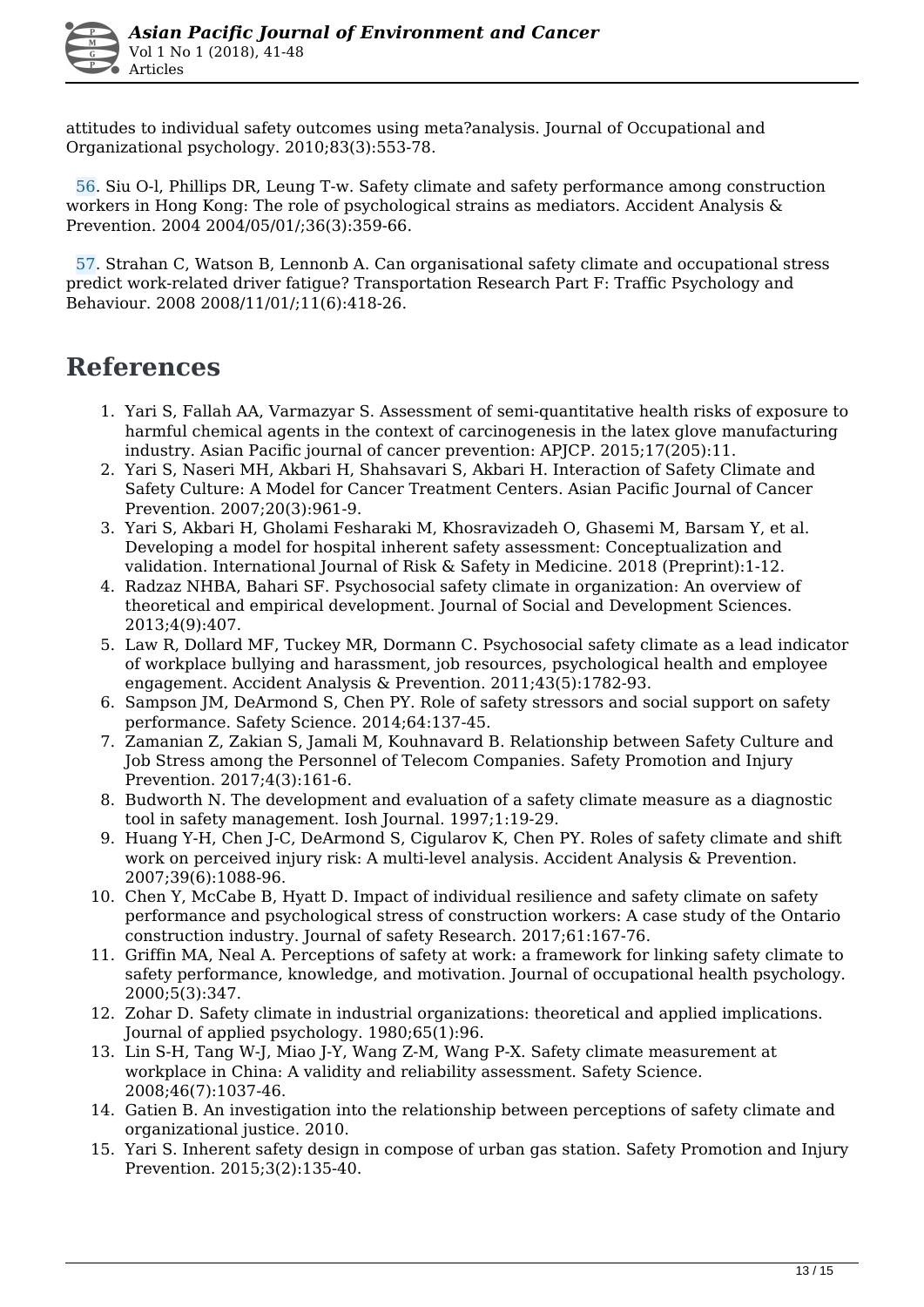attitudes to individual safety outcomes using meta?analysis. Journal of Occupational and Organizational psychology. 2010;83(3):553-78.

56. Siu O-l, Phillips DR, Leung T-w. Safety climate and safety performance among construction workers in Hong Kong: The role of psychological strains as mediators. Accident Analysis & Prevention. 2004 2004/05/01/;36(3):359-66.

57. Strahan C, Watson B, Lennonb A. Can organisational safety climate and occupational stress predict work-related driver fatigue? Transportation Research Part F: Traffic Psychology and Behaviour. 2008 2008/11/01/;11(6):418-26.

# References

1. Yari S, Fallah AA, Varmazyar S. Assessment of semi-quantitative health risks of exposure to harmful chemical agents in the context of carcinogenesis in the latex glove manufacturing industry. Asian Pacific journal of cancer prevention: APJCP. 2015;17(205):11.
2. Yari S, Naseri MH, Akbari H, Shahsavari S, Akbari H. Interaction of Safety Climate and Safety Culture: A Model for Cancer Treatment Centers. Asian Pacific Journal of Cancer Prevention. 2007;20(3):961-9.
3. Yari S, Akbari H, Gholami Fesharaki M, Khosravizadeh O, Ghasemi M, Barsam Y, et al. Developing a model for hospital inherent safety assessment: Conceptualization and validation. International Journal of Risk & Safety in Medicine. 2018 (Preprint):1-12.
4. Radzaz NHBA, Bahari SF. Psychosocial safety climate in organization: An overview of theoretical and empirical development. Journal of Social and Development Sciences. 2013;4(9):407.
5. Law R, Dollard MF, Tuckey MR, Dormann C. Psychosocial safety climate as a lead indicator of workplace bullying and harassment, job resources, psychological health and employee engagement. Accident Analysis & Prevention. 2011;43(5):1782-93.
6. Sampson JM, DeArmond S, Chen PY. Role of safety stressors and social support on safety performance. Safety Science. 2014;64:137-45.
7. Zamanian Z, Zakian S, Jamali M, Kouhnavard B. Relationship between Safety Culture and Job Stress among the Personnel of Telecom Companies. Safety Promotion and Injury Prevention. 2017;4(3):161-6.
8. Budworth N. The development and evaluation of a safety climate measure as a diagnostic tool in safety management. Iosh Journal. 1997;1:19-29.
9. Huang Y-H, Chen J-C, DeArmond S, Cigularov K, Chen PY. Roles of safety climate and shift work on perceived injury risk: A multi-level analysis. Accident Analysis & Prevention. 2007;39(6):1088-96.
10. Chen Y, McCabe B, Hyatt D. Impact of individual resilience and safety climate on safety performance and psychological stress of construction workers: A case study of the Ontario construction industry. Journal of safety Research. 2017;61:167-76.
11. Griffin MA, Neal A. Perceptions of safety at work: a framework for linking safety climate to safety performance, knowledge, and motivation. Journal of occupational health psychology. 2000;5(3):347.
12. Zohar D. Safety climate in industrial organizations: theoretical and applied implications. Journal of applied psychology. 1980;65(1):96.
13. Lin S-H, Tang W-J, Miao J-Y, Wang Z-M, Wang P-X. Safety climate measurement at workplace in China: A validity and reliability assessment. Safety Science. 2008;46(7):1037-46.
14. Gatien B. An investigation into the relationship between perceptions of safety climate and organizational justice. 2010.
15. Yari S. Inherent safety design in compose of urban gas station. Safety Promotion and Injury Prevention. 2015;3(2):135-40.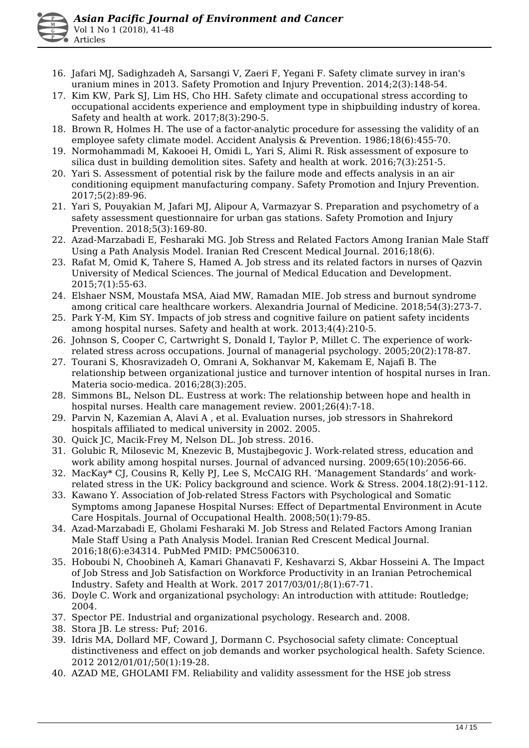16. Jafari MJ, Sadighzadeh A, Sarsangi V, Zaeri F, Yegani F. Safety climate survey in iran's uranium mines in 2013. Safety Promotion and Injury Prevention. 2014;2(3):148-54.
17. Kim KW, Park SJ, Lim HS, Cho HH. Safety climate and occupational stress according to occupational accidents experience and employment type in shipbuilding industry of korea. Safety and health at work. 2017;8(3):290-5.
18. Brown R, Holmes H. The use of a factor-analytic procedure for assessing the validity of an employee safety climate model. Accident Analysis & Prevention. 1986;18(6):455-70.
19. Normohammadi M, Kakooei H, Omidi L, Yari S, Alimi R. Risk assessment of exposure to silica dust in building demolition sites. Safety and health at work. 2016;7(3):251-5.
20. Yari S. Assessment of potential risk by the failure mode and effects analysis in an air conditioning equipment manufacturing company. Safety Promotion and Injury Prevention. 2017;5(2):89-96.
21. Yari S, Pouyakian M, Jafari MJ, Alipour A, Varmazyar S. Preparation and psychometry of a safety assessment questionnaire for urban gas stations. Safety Promotion and Injury Prevention. 2018;5(3):169-80.
22. Azad-Marzabadi E, Fesharaki MG. Job Stress and Related Factors Among Iranian Male Staff Using a Path Analysis Model. Iranian Red Crescent Medical Journal. 2016;18(6).
23. Rafat M, Omid K, Tahere S, Hamed A. Job stress and its related factors in nurses of Qazvin University of Medical Sciences. The journal of Medical Education and Development. 2015;7(1):55-63.
24. Elshaer NSM, Moustafa MSA, Aiad MW, Ramadan MIE. Job stress and burnout syndrome among critical care healthcare workers. Alexandria Journal of Medicine. 2018;54(3):273-7.
25. Park Y-M, Kim SY. Impacts of job stress and cognitive failure on patient safety incidents among hospital nurses. Safety and health at work. 2013;4(4):210-5.
26. Johnson S, Cooper C, Cartwright S, Donald I, Taylor P, Millet C. The experience of work-related stress across occupations. Journal of managerial psychology. 2005;20(2):178-87.
27. Tourani S, Khosravizadeh O, Omrani A, Sokhanvar M, Kakemam E, Najafi B. The relationship between organizational justice and turnover intention of hospital nurses in Iran. Materia socio-medica. 2016;28(3):205.
28. Simmons BL, Nelson DL. Eustress at work: The relationship between hope and health in hospital nurses. Health care management review. 2001;26(4):7-18.
29. Parvin N, Kazemian A, Alavi A , et al. Evaluation nurses, job stressors in Shahrekord hospitals affiliated to medical university in 2002. 2005.
30. Quick JC, Macik-Frey M, Nelson DL. Job stress. 2016.
31. Golubic R, Milosevic M, Knezevic B, Mustajbegovic J. Work-related stress, education and work ability among hospital nurses. Journal of advanced nursing. 2009;65(10):2056-66.
32. MacKay* CJ, Cousins R, Kelly PJ, Lee S, McCAIG RH. 'Management Standards' and work-related stress in the UK: Policy background and science. Work & Stress. 2004.18(2):91-112.
33. Kawano Y. Association of Job-related Stress Factors with Psychological and Somatic Symptoms among Japanese Hospital Nurses: Effect of Departmental Environment in Acute Care Hospitals. Journal of Occupational Health. 2008;50(1):79-85.
34. Azad-Marzabadi E, Gholami Fesharaki M. Job Stress and Related Factors Among Iranian Male Staff Using a Path Analysis Model. Iranian Red Crescent Medical Journal. 2016;18(6):e34314. PubMed PMID: PMC5006310.
35. Hoboubi N, Choobineh A, Kamari Ghanavati F, Keshavarzi S, Akbar Hosseini A. The Impact of Job Stress and Job Satisfaction on Workforce Productivity in an Iranian Petrochemical Industry. Safety and Health at Work. 2017 2017/03/01/;8(1):67-71.
36. Doyle C. Work and organizational psychology: An introduction with attitude: Routledge; 2004.
37. Spector PE. Industrial and organizational psychology. Research and. 2008.
38. Stora JB. Le stress: Puf; 2016.
39. Idris MA, Dollard MF, Coward J, Dormann C. Psychosocial safety climate: Conceptual distinctiveness and effect on job demands and worker psychological health. Safety Science. 2012 2012/01/01/;50(1):19-28.
40. AZAD ME, GHOLAMI FM. Reliability and validity assessment for the HSE job stress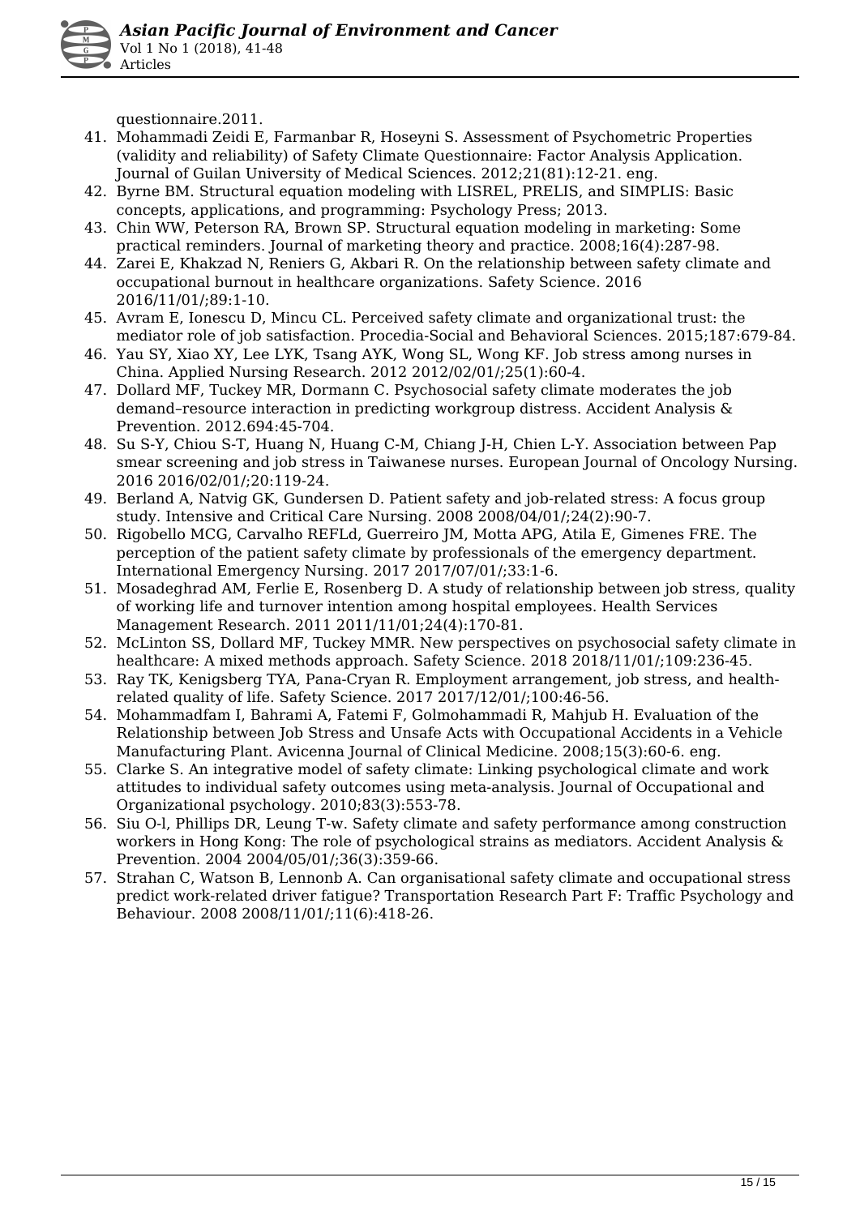questionnaire.2011.

41. Mohammadi Zeidi E, Farmanbar R, Hoseyni S. Assessment of Psychometric Properties (validity and reliability) of Safety Climate Questionnaire: Factor Analysis Application. Journal of Guilan University of Medical Sciences. 2012;21(81):12-21. eng.
42. Byrne BM. Structural equation modeling with LISREL, PRELIS, and SIMPLIS: Basic concepts, applications, and programming: Psychology Press; 2013.
43. Chin WW, Peterson RA, Brown SP. Structural equation modeling in marketing: Some practical reminders. Journal of marketing theory and practice. 2008;16(4):287-98.
44. Zarei E, Khakzad N, Reniers G, Akbari R. On the relationship between safety climate and occupational burnout in healthcare organizations. Safety Science. 2016 2016/11/01/;89:1-10.
45. Avram E, Ionescu D, Mincu CL. Perceived safety climate and organizational trust: the mediator role of job satisfaction. Procedia-Social and Behavioral Sciences. 2015;187:679-84.
46. Yau SY, Xiao XY, Lee LYK, Tsang AYK, Wong SL, Wong KF. Job stress among nurses in China. Applied Nursing Research. 2012 2012/02/01/;25(1):60-4.
47. Dollard MF, Tuckey MR, Dormann C. Psychosocial safety climate moderates the job demand–resource interaction in predicting workgroup distress. Accident Analysis & Prevention. 2012.694:45-704.
48. Su S-Y, Chiou S-T, Huang N, Huang C-M, Chiang J-H, Chien L-Y. Association between Pap smear screening and job stress in Taiwanese nurses. European Journal of Oncology Nursing. 2016 2016/02/01/;20:119-24.
49. Berland A, Natvig GK, Gundersen D. Patient safety and job-related stress: A focus group study. Intensive and Critical Care Nursing. 2008 2008/04/01/;24(2):90-7.
50. Rigobello MCG, Carvalho REFLd, Guerreiro JM, Motta APG, Atila E, Gimenes FRE. The perception of the patient safety climate by professionals of the emergency department. International Emergency Nursing. 2017 2017/07/01/;33:1-6.
51. Mosadeghrad AM, Ferlie E, Rosenberg D. A study of relationship between job stress, quality of working life and turnover intention among hospital employees. Health Services Management Research. 2011 2011/11/01;24(4):170-81.
52. McLinton SS, Dollard MF, Tuckey MMR. New perspectives on psychosocial safety climate in healthcare: A mixed methods approach. Safety Science. 2018 2018/11/01/;109:236-45.
53. Ray TK, Kenigsberg TYA, Pana-Cryan R. Employment arrangement, job stress, and health-related quality of life. Safety Science. 2017 2017/12/01/;100:46-56.
54. Mohammadfam I, Bahrami A, Fatemi F, Golmohammadi R, Mahjub H. Evaluation of the Relationship between Job Stress and Unsafe Acts with Occupational Accidents in a Vehicle Manufacturing Plant. Avicenna Journal of Clinical Medicine. 2008;15(3):60-6. eng.
55. Clarke S. An integrative model of safety climate: Linking psychological climate and work attitudes to individual safety outcomes using meta-analysis. Journal of Occupational and Organizational psychology. 2010;83(3):553-78.
56. Siu O-l, Phillips DR, Leung T-w. Safety climate and safety performance among construction workers in Hong Kong: The role of psychological strains as mediators. Accident Analysis & Prevention. 2004 2004/05/01/;36(3):359-66.
57. Strahan C, Watson B, Lennonb A. Can organisational safety climate and occupational stress predict work-related driver fatigue? Transportation Research Part F: Traffic Psychology and Behaviour. 2008 2008/11/01/;11(6):418-26.